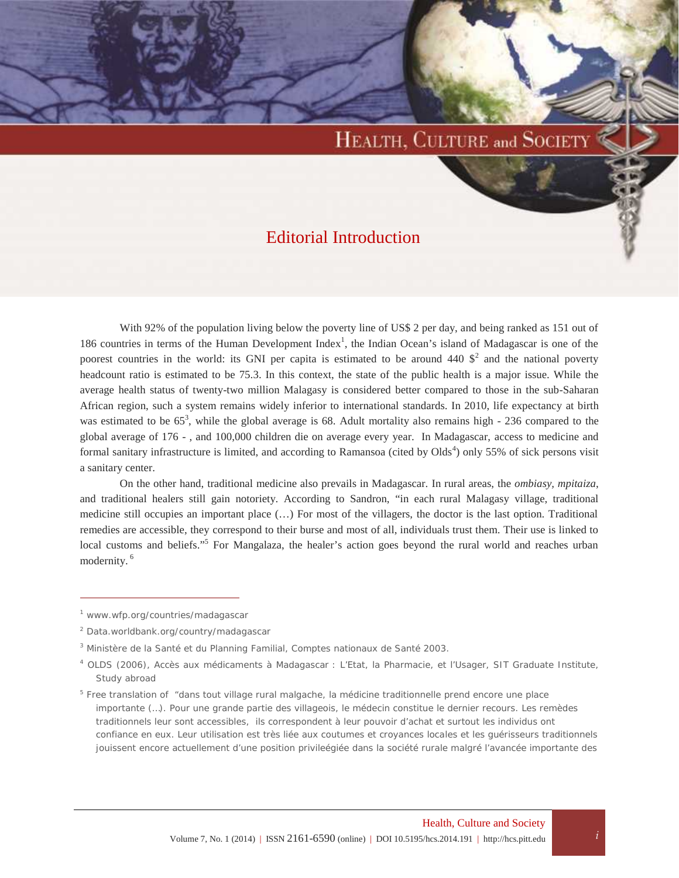# Editorial Introduction

With 92% of the population living below the poverty line of US$ 2 per day, and being ranked as 151 out of 186 countries in terms of the Human Development Index[1], the Indian Ocean's island of Madagascar is one of the poorest countries in the world: its GNI per capita is estimated to be around 440 $[2] and the national poverty headcount ratio is estimated to be 75.3. In this context, the state of the public health is a major issue. While the average health status of twenty-two million Malagasy is considered better compared to those in the sub-Saharan African region, such a system remains widely inferior to international standards. In 2010, life expectancy at birth was estimated to be 65[3], while the global average is 68. Adult mortality also remains high - 236 compared to the global average of 176 - , and 100,000 children die on average every year. In Madagascar, access to medicine and formal sanitary infrastructure is limited, and according to Ramansoa (cited by Olds[4]) only 55% of sick persons visit a sanitary center.

On the other hand, traditional medicine also prevails in Madagascar. In rural areas, the *ombiasy, mpitaiza*, and traditional healers still gain notoriety. According to Sandron, "in each rural Malagasy village, traditional medicine still occupies an important place (…) For most of the villagers, the doctor is the last option. Traditional remedies are accessible, they correspond to their burse and most of all, individuals trust them. Their use is linked to local customs and beliefs."[5] For Mangalaza, the healer's action goes beyond the rural world and reaches urban modernity. [6]

---

[1] www.wfp.org/countries/madagascar

[2] Data.worldbank.org/country/madagascar

[3] Ministère de la Santé et du Planning Familial, Comptes nationaux de Santé 2003.

[4] OLDS (2006), Accès aux médicaments à Madagascar : L'Etat, la Pharmacie, et l'Usager, SIT Graduate Institute, Study abroad

[5] Free translation of "dans tout village rural malgache, la médicine traditionnelle prend encore une place importante (…). Pour une grande partie des villageois, le médecin constitue le dernier recours. Les remèdes traditionnels leur sont accessibles, ils correspondent à leur pouvoir d'achat et surtout les individus ont confiance en eux. Leur utilisation est très liée aux coutumes et croyances locales et les guérisseurs traditionnels jouissent encore actuellement d'une position privileégiée dans la société rurale malgré l'avancée importante des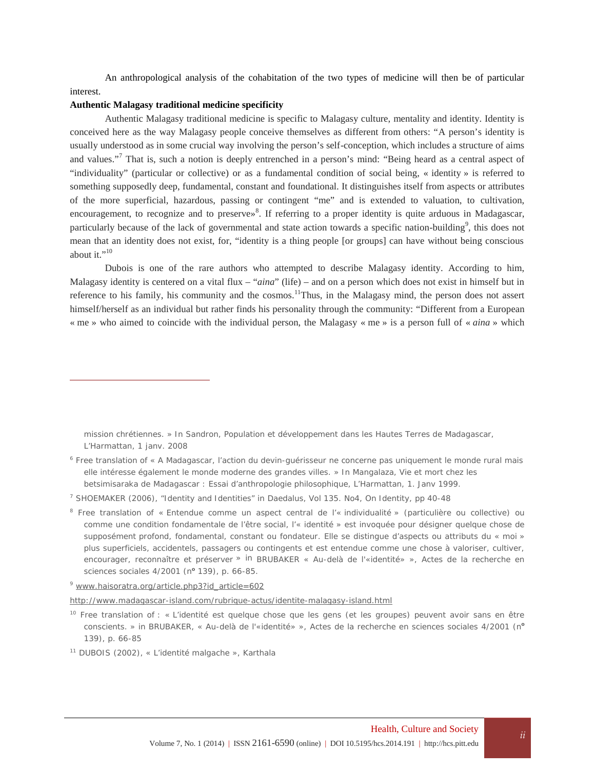An anthropological analysis of the cohabitation of the two types of medicine will then be of particular interest.

**Authentic Malagasy traditional medicine specificity**

Authentic Malagasy traditional medicine is specific to Malagasy culture, mentality and identity. Identity is conceived here as the way Malagasy people conceive themselves as different from others: "A person's identity is usually understood as in some crucial way involving the person's self-conception, which includes a structure of aims and values."[7] That is, such a notion is deeply entrenched in a person's mind: "Being heard as a central aspect of "individuality" (particular or collective) or as a fundamental condition of social being, « identity » is referred to something supposedly deep, fundamental, constant and foundational. It distinguishes itself from aspects or attributes of the more superficial, hazardous, passing or contingent "me" and is extended to valuation, to cultivation, encouragement, to recognize and to preserve»[8]. If referring to a proper identity is quite arduous in Madagascar, particularly because of the lack of governmental and state action towards a specific nation-building[9], this does not mean that an identity does not exist, for, "identity is a thing people [or groups] can have without being conscious about it."[10]

Dubois is one of the rare authors who attempted to describe Malagasy identity. According to him, Malagasy identity is centered on a vital flux – "*aina*" (life) – and on a person which does not exist in himself but in reference to his family, his community and the cosmos.[11]Thus, in the Malagasy mind, the person does not assert himself/herself as an individual but rather finds his personality through the community: "Different from a European « me » who aimed to coincide with the individual person, the Malagasy « me » is a person full of « *aina* » which

---

mission chrétiennes. » In Sandron, Population et développement dans les Hautes Terres de Madagascar, L'Harmattan, 1 janv. 2008

[6] Free translation of « A Madagascar, l'action du devin-guérisseur ne concerne pas uniquement le monde rural mais elle intéresse également le monde moderne des grandes villes. » In Mangalaza, Vie et mort chez les betsimisaraka de Madagascar : Essai d'anthropologie philosophique, L'Harmattan, 1. Janv 1999.

[7] SHOEMAKER (2006), "Identity and Identities" in Daedalus, Vol 135. No4, On Identity, pp 40-48

[8] Free translation of « Entendue comme un aspect central de l'« individualité » (particulière ou collective) ou comme une condition fondamentale de l'être social, l'« identité » est invoquée pour désigner quelque chose de supposément profond, fondamental, constant ou fondateur. Elle se distingue d'aspects ou attributs du « moi » plus superficiels, accidentels, passagers ou contingents et est entendue comme une chose à valoriser, cultiver, encourager, reconnaître et préserver » in BRUBAKER « Au-delà de l'«identité» », Actes de la recherche en sciences sociales 4/2001 (n° 139), p. 66-85.

[9] www.haisoratra.org/article.php3?id_article=602

http://www.madagascar-island.com/rubrique-actus/identite-malagasy-island.html

[10] Free translation of : « L'identité est quelque chose que les gens (et les groupes) peuvent avoir sans en être conscients. » in BRUBAKER, « Au-delà de l'«identité» », Actes de la recherche en sciences sociales 4/2001 (n° 139), p. 66-85

[11] DUBOIS (2002), « L'identité malgache », Karthala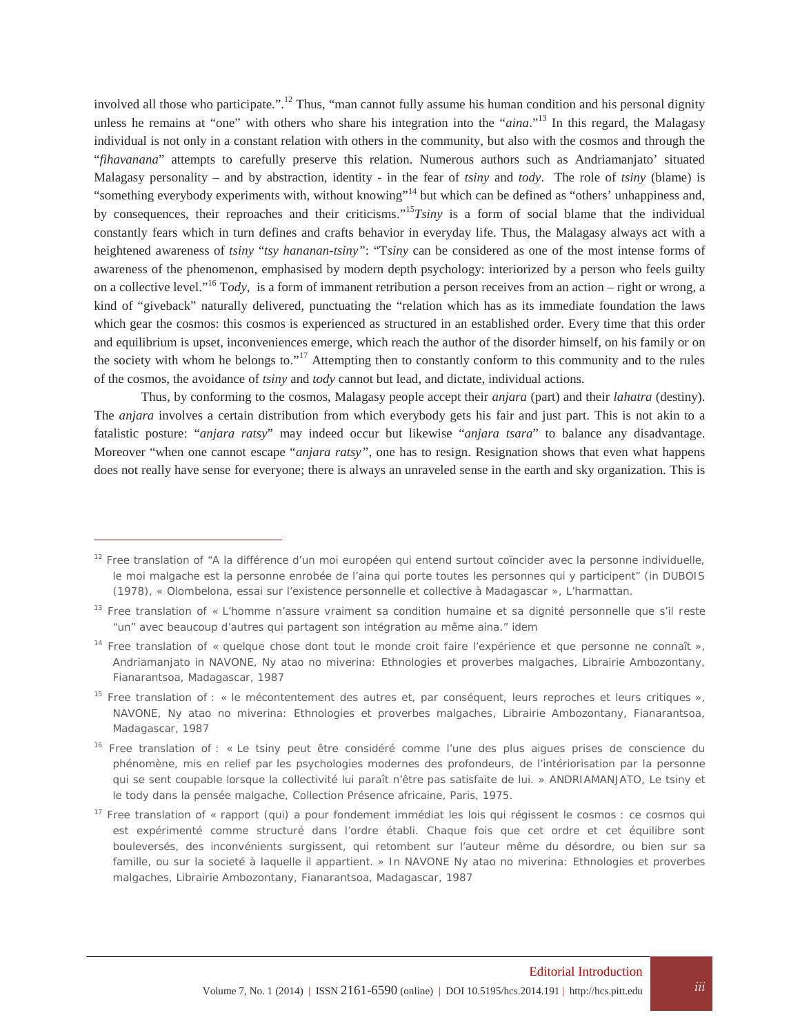involved all those who participate.".[12] Thus, "man cannot fully assume his human condition and his personal dignity unless he remains at "one" with others who share his integration into the "*aina*."[13] In this regard, the Malagasy individual is not only in a constant relation with others in the community, but also with the cosmos and through the "*fihavanana*" attempts to carefully preserve this relation. Numerous authors such as Andriamanjato' situated Malagasy personality – and by abstraction, identity - in the fear of *tsiny* and *tody*. The role of *tsiny* (blame) is "something everybody experiments with, without knowing"[14] but which can be defined as "others' unhappiness and, by consequences, their reproaches and their criticisms."[15]*Tsiny* is a form of social blame that the individual constantly fears which in turn defines and crafts behavior in everyday life. Thus, the Malagasy always act with a heightened awareness of *tsiny* "*tsy hananan-tsiny"*: "T*siny* can be considered as one of the most intense forms of awareness of the phenomenon, emphasised by modern depth psychology: interiorized by a person who feels guilty on a collective level."[16] T*ody*, is a form of immanent retribution a person receives from an action – right or wrong, a kind of "giveback" naturally delivered, punctuating the "relation which has as its immediate foundation the laws which gear the cosmos: this cosmos is experienced as structured in an established order. Every time that this order and equilibrium is upset, inconveniences emerge, which reach the author of the disorder himself, on his family or on the society with whom he belongs to."[17] Attempting then to constantly conform to this community and to the rules of the cosmos, the avoidance of *tsiny* and *tody* cannot but lead, and dictate, individual actions.

Thus, by conforming to the cosmos, Malagasy people accept their *anjara* (part) and their *lahatra* (destiny). The *anjara* involves a certain distribution from which everybody gets his fair and just part. This is not akin to a fatalistic posture: "*anjara ratsy*" may indeed occur but likewise "*anjara tsara*" to balance any disadvantage. Moreover "when one cannot escape "*anjara ratsy"*, one has to resign. Resignation shows that even what happens does not really have sense for everyone; there is always an unraveled sense in the earth and sky organization. This is

---

[12] Free translation of "A la différence d'un moi européen qui entend surtout coïncider avec la personne individuelle, le moi malgache est la personne enrobée de l'aina qui porte toutes les personnes qui y participent" (in DUBOIS (1978), « Olombelona, essai sur l'existence personnelle et collective à Madagascar », L'harmattan.

[13] Free translation of « L'homme n'assure vraiment sa condition humaine et sa dignité personnelle que s'il reste "un" avec beaucoup d'autres qui partagent son intégration au même aina." idem

[14] Free translation of « quelque chose dont tout le monde croit faire l'expérience et que personne ne connaît », Andriamanjato in NAVONE, Ny atao no miverina: Ethnologies et proverbes malgaches, Librairie Ambozontany, Fianarantsoa, Madagascar, 1987

[15] Free translation of : « le mécontentement des autres et, par conséquent, leurs reproches et leurs critiques », NAVONE, Ny atao no miverina: Ethnologies et proverbes malgaches, Librairie Ambozontany, Fianarantsoa, Madagascar, 1987

[16] Free translation of : « Le tsiny peut être considéré comme l'une des plus aigues prises de conscience du phénomène, mis en relief par les psychologies modernes des profondeurs, de l'intériorisation par la personne qui se sent coupable lorsque la collectivité lui paraît n'être pas satisfaite de lui. » ANDRIAMANJATO, Le tsiny et le tody dans la pensée malgache, Collection Présence africaine, Paris, 1975.

[17] Free translation of « rapport (qui) a pour fondement immédiat les lois qui régissent le cosmos : ce cosmos qui est expérimenté comme structuré dans l'ordre établi. Chaque fois que cet ordre et cet équilibre sont bouleversés, des inconvénients surgissent, qui retombent sur l'auteur même du désordre, ou bien sur sa famille, ou sur la societé à laquelle il appartient. » In NAVONE Ny atao no miverina: Ethnologies et proverbes malgaches, Librairie Ambozontany, Fianarantsoa, Madagascar, 1987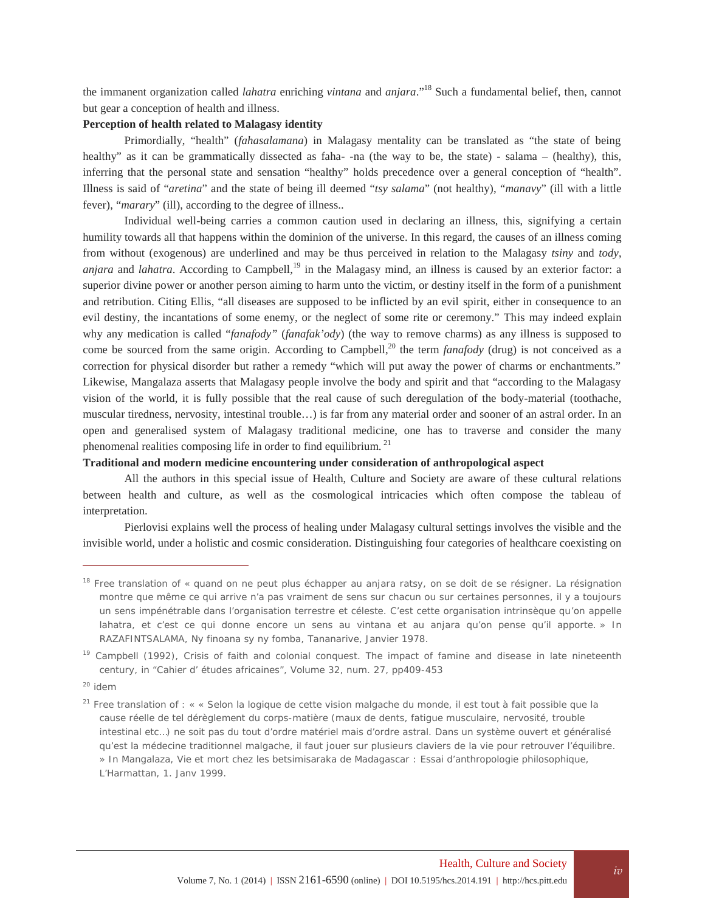the immanent organization called *lahatra* enriching *vintana* and *anjara*."[18] Such a fundamental belief, then, cannot but gear a conception of health and illness.

**Perception of health related to Malagasy identity**

Primordially, "health" (*fahasalamana*) in Malagasy mentality can be translated as "the state of being healthy" as it can be grammatically dissected as faha- -na (the way to be, the state) - salama – (healthy), this, inferring that the personal state and sensation "healthy" holds precedence over a general conception of "health". Illness is said of "*aretina*" and the state of being ill deemed "*tsy salama*" (not healthy), "*manavy*" (ill with a little fever), "*marary*" (ill), according to the degree of illness..

Individual well-being carries a common caution used in declaring an illness, this, signifying a certain humility towards all that happens within the dominion of the universe. In this regard, the causes of an illness coming from without (exogenous) are underlined and may be thus perceived in relation to the Malagasy *tsiny* and *tody*, *anjara* and *lahatra*. According to Campbell,[19] in the Malagasy mind, an illness is caused by an exterior factor: a superior divine power or another person aiming to harm unto the victim, or destiny itself in the form of a punishment and retribution. Citing Ellis, "all diseases are supposed to be inflicted by an evil spirit, either in consequence to an evil destiny, the incantations of some enemy, or the neglect of some rite or ceremony." This may indeed explain why any medication is called "*fanafody"* (*fanafak'ody*) (the way to remove charms) as any illness is supposed to come be sourced from the same origin. According to Campbell,[20] the term *fanafody* (drug) is not conceived as a correction for physical disorder but rather a remedy "which will put away the power of charms or enchantments." Likewise, Mangalaza asserts that Malagasy people involve the body and spirit and that "according to the Malagasy vision of the world, it is fully possible that the real cause of such deregulation of the body-material (toothache, muscular tiredness, nervosity, intestinal trouble…) is far from any material order and sooner of an astral order. In an open and generalised system of Malagasy traditional medicine, one has to traverse and consider the many phenomenal realities composing life in order to find equilibrium. [21]

**Traditional and modern medicine encountering under consideration of anthropological aspect**

All the authors in this special issue of Health, Culture and Society are aware of these cultural relations between health and culture, as well as the cosmological intricacies which often compose the tableau of interpretation.

Pierlovisi explains well the process of healing under Malagasy cultural settings involves the visible and the invisible world, under a holistic and cosmic consideration. Distinguishing four categories of healthcare coexisting on

---

[18] Free translation of « quand on ne peut plus échapper au anjara ratsy, on se doit de se résigner. La résignation montre que même ce qui arrive n'a pas vraiment de sens sur chacun ou sur certaines personnes, il y a toujours un sens impénétrable dans l'organisation terrestre et céleste. C'est cette organisation intrinsèque qu'on appelle lahatra, et c'est ce qui donne encore un sens au vintana et au anjara qu'on pense qu'il apporte. » In RAZAFINTSALAMA, Ny finoana sy ny fomba, Tananarive, Janvier 1978.

[19] Campbell (1992), Crisis of faith and colonial conquest. The impact of famine and disease in late nineteenth century, in "Cahier d' études africaines", Volume 32, num. 27, pp409-453

[20] idem

[21] Free translation of : « « Selon la logique de cette vision malgache du monde, il est tout à fait possible que la cause réelle de tel dérèglement du corps-matière (maux de dents, fatigue musculaire, nervosité, trouble intestinal etc…) ne soit pas du tout d'ordre matériel mais d'ordre astral. Dans un système ouvert et généralisé qu'est la médecine traditionnel malgache, il faut jouer sur plusieurs claviers de la vie pour retrouver l'équilibre. » In Mangalaza, Vie et mort chez les betsimisaraka de Madagascar : Essai d'anthropologie philosophique, L'Harmattan, 1. Janv 1999.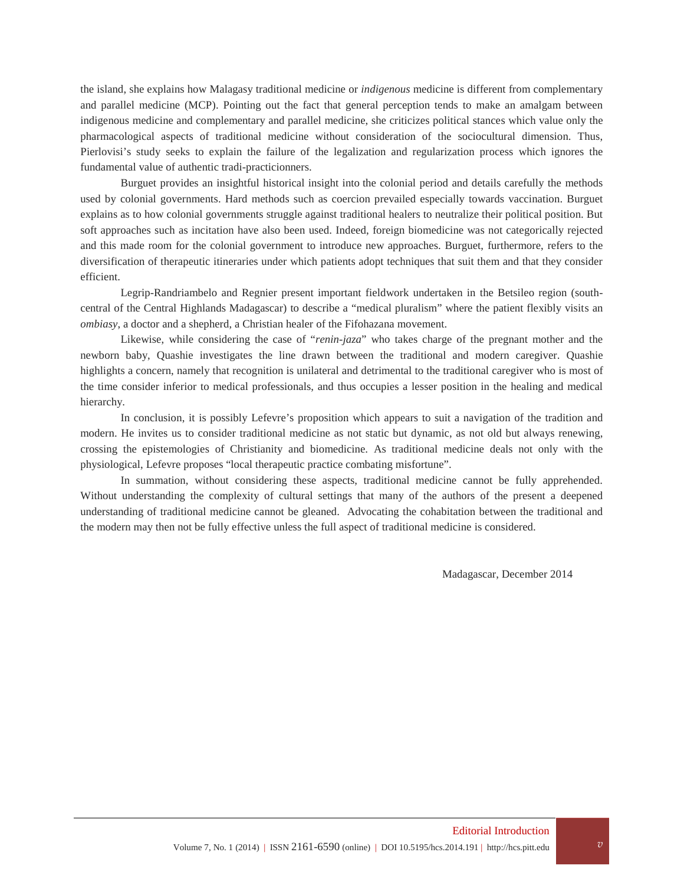the island, she explains how Malagasy traditional medicine or *indigenous* medicine is different from complementary and parallel medicine (MCP). Pointing out the fact that general perception tends to make an amalgam between indigenous medicine and complementary and parallel medicine, she criticizes political stances which value only the pharmacological aspects of traditional medicine without consideration of the sociocultural dimension. Thus, Pierlovisi's study seeks to explain the failure of the legalization and regularization process which ignores the fundamental value of authentic tradi-practicionners.

Burguet provides an insightful historical insight into the colonial period and details carefully the methods used by colonial governments. Hard methods such as coercion prevailed especially towards vaccination. Burguet explains as to how colonial governments struggle against traditional healers to neutralize their political position. But soft approaches such as incitation have also been used. Indeed, foreign biomedicine was not categorically rejected and this made room for the colonial government to introduce new approaches. Burguet, furthermore, refers to the diversification of therapeutic itineraries under which patients adopt techniques that suit them and that they consider efficient.

Legrip-Randriambelo and Regnier present important fieldwork undertaken in the Betsileo region (south-central of the Central Highlands Madagascar) to describe a "medical pluralism" where the patient flexibly visits an *ombiasy*, a doctor and a shepherd, a Christian healer of the Fifohazana movement.

Likewise, while considering the case of "*renin-jaza*" who takes charge of the pregnant mother and the newborn baby, Quashie investigates the line drawn between the traditional and modern caregiver. Quashie highlights a concern, namely that recognition is unilateral and detrimental to the traditional caregiver who is most of the time consider inferior to medical professionals, and thus occupies a lesser position in the healing and medical hierarchy.

In conclusion, it is possibly Lefevre's proposition which appears to suit a navigation of the tradition and modern. He invites us to consider traditional medicine as not static but dynamic, as not old but always renewing, crossing the epistemologies of Christianity and biomedicine. As traditional medicine deals not only with the physiological, Lefevre proposes "local therapeutic practice combating misfortune".

In summation, without considering these aspects, traditional medicine cannot be fully apprehended. Without understanding the complexity of cultural settings that many of the authors of the present a deepened understanding of traditional medicine cannot be gleaned. Advocating the cohabitation between the traditional and the modern may then not be fully effective unless the full aspect of traditional medicine is considered.

Madagascar, December 2014